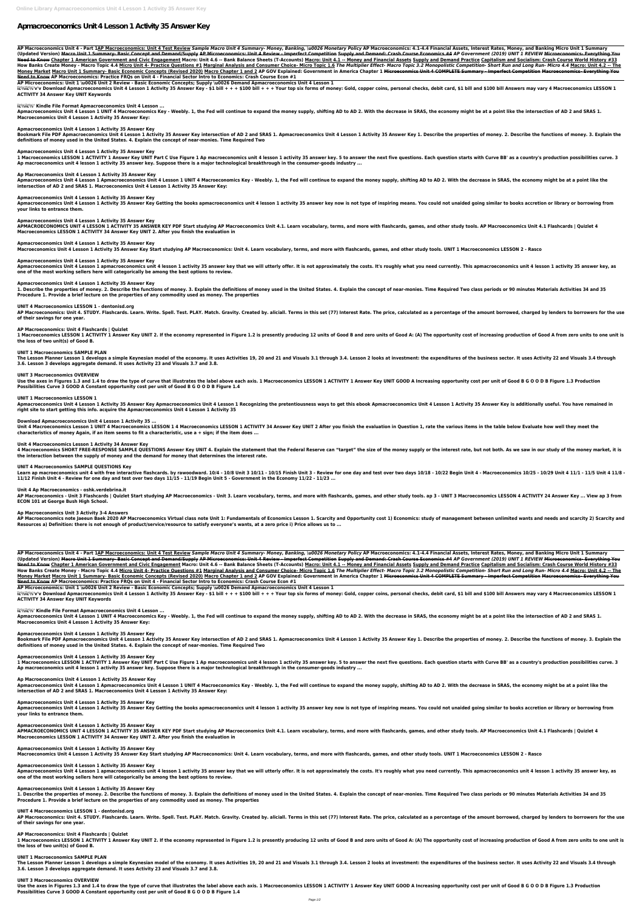# Apmacroeconomics Unit 4 Lesson 1 Activity 35 Answer Key

**AP Macroeconomics Unit 4 - Part 1AP Macroeconomics: Unit 4 Test Review** *Sample Macro Unit 4 Summary- Money, Banking, \u0026 Monetary Policy* **AP Macroeconomics: 4.1-4.4 Financial Assets, Interest Rates, Money, and Banking Micro Unit 1 Summary (Updated Version) Macro Unit 1 Summary- Basic Concept and Demand/Supply AP Microeconomics: Unit 4 Review - Imperfect Competition Supply and Demand: Crash Course Economics #4** *AP Government (2019) UNIT 1 REVIEW* **Microeconomics- Everything You Need to Know Chapter 1 American Government and Civic Engagement Macro: Unit 4.6 -- Bank Balance Sheets (T-Accounts) Macro: Unit 4.1 -- Money and Financial Assets Supply and Demand Practice Capitalism and Socialism: Crash Course World History #33 How Banks Create Money - Macro Topic 4.4 Micro Unit 4- Practice Questions #1 Marginal Analysis and Consumer Choice- Micro Topic 1.6** *The Multiplier Effect- Macro Topic 3.2 Monopolistic Competition- Short Run and Long Run- Micro 4.4* **Macro: Unit 4.2 -- The Money Market Macro Unit 1 Summary- Basic Economic Concepts (Revised 2020) Macro Chapter 1 and 2 AP GOV Explained: Government in America Chapter 1 Microeconomics Unit 4 COMPLETE Summary - Imperfect Competition Macroeconomics- Everything You Need to Know AP Macroeconomics: Practice FRQs on Unit 4 - Financial Sector Intro to Economics: Crash Course Econ #1**

**AP Microeconomics: Unit 1 \u0026 Unit 2 Review - Basic Economic Concepts; Supply \u0026 Demand Apmacroeconomics Unit 4 Lesson 1**

**ï¿½ï¿½'v'v Download Apmacroeconomics Unit 4 Lesson 1 Activity 35 Answer Key - $1 bill + + + $100 bill + + + Your top six forms of money: Gold, copper coins, personal checks, debit card, $1 bill and $100 bill Answers may vary 4 Macroeconomics LESSON 1 ACTIVITY 34 Answer Key UNIT Keywords**

**ï¿½ï¿½' Kindle File Format Apmacroeconomics Unit 4 Lesson ...**

**Apmacroeconomics Unit 4 Lesson 1 UNIT 4 Macroeconomics Key - Weebly. 1, the Fed will continue to expand the money supply, shifting AD to AD 2. With the decrease in SRAS, the economy might be at a point like the intersection of AD 2 and SRAS 1. Macroeconomics Unit 4 Lesson 1 Activity 35 Answer Key:**

**Apmacroeconomics Unit 4 Lesson 1 Activity 35 Answer Key**

**Bookmark File PDF Apmacroeconomics Unit 4 Lesson 1 Activity 35 Answer Key intersection of AD 2 and SRAS 1. Apmacroeconomics Unit 4 Lesson 1 Activity 35 Answer Key 1. Describe the properties of money. 2. Describe the functions of money. 3. Explain the definitions of money used in the United States. 4. Explain the concept of near-monies. Time Required Two**

**Apmacroeconomics Unit 4 Lesson 1 Activity 35 Answer Key**

**1 Macroeconomics LESSON 1 ACTIVITY 1 Answer Key UNIT Part C Use Figure 1 Ap macroeconomics unit 4 lesson 1 activity 35 answer key. 5 to answer the next five questions. Each question starts with Curve BB' as a country's production possibilities curve. 3 Ap macroeconomics unit 4 lesson 1 activity 35 answer key. Suppose there is a major technological breakthrough in the consumer-goods industry ...**

**Ap Macroeconomics Unit 4 Lesson 1 Activity 35 Answer Key**

**Apmacroeconomics Unit 4 Lesson 1 Apmacroeconomics Unit 4 Lesson 1 UNIT 4 Macroeconomics Key - Weebly. 1, the Fed will continue to expand the money supply, shifting AD to AD 2. With the decrease in SRAS, the economy might be at a point like the intersection of AD 2 and SRAS 1. Macroeconomics Unit 4 Lesson 1 Activity 35 Answer Key:**

**Apmacroeconomics Unit 4 Lesson 1 Activity 35 Answer Key**

**Apmacroeconomics Unit 4 Lesson 1 Activity 35 Answer Key Getting the books apmacroeconomics unit 4 lesson 1 activity 35 answer key now is not type of inspiring means. You could not unaided going similar to books accretion or library or borrowing from your links to entrance them.**

**Apmacroeconomics Unit 4 Lesson 1 Activity 35 Answer Key**

**APMACROECONOMICS UNIT 4 LESSON 1 ACTIVITY 35 ANSWER KEY PDF Start studying AP Macroeconomics Unit 4.1. Learn vocabulary, terms, and more with flashcards, games, and other study tools. AP Macroeconomics Unit 4.1 Flashcards | Quizlet 4 Macroeconomics LESSON 1 ACTIVITY 34 Answer Key UNIT 2. After you finish the evaluation in**

**Apmacroeconomics Unit 4 Lesson 1 Activity 35 Answer Key**

**Macroeconomics Unit 4 Lesson 1 Activity 35 Answer Key Start studying AP Macroeconomics: Unit 4. Learn vocabulary, terms, and more with flashcards, games, and other study tools. UNIT 1 Macroeconomics LESSON 2 - Rasco**

**Apmacroeconomics Unit 4 Lesson 1 Activity 35 Answer Key**

**Apmacroeconomics Unit 4 Lesson 1 apmacroeconomics unit 4 lesson 1 activity 35 answer key that we will utterly offer. It is not approximately the costs. It's roughly what you need currently. This apmacroeconomics unit 4 lesson 1 activity 35 answer key, as one of the most working sellers here will categorically be among the best options to review.**

**Apmacroeconomics Unit 4 Lesson 1 Activity 35 Answer Key**

**1. Describe the properties of money. 2. Describe the functions of money. 3. Explain the definitions of money used in the United States. 4. Explain the concept of near-monies. Time Required Two class periods or 90 minutes Materials Activities 34 and 35 Procedure 1. Provide a brief lecture on the properties of any commodity used as money. The properties**

**UNIT 4 Macroeconomics LESSON 1 - dentonisd.org**

**AP Macroeconomics: Unit 4. STUDY. Flashcards. Learn. Write. Spell. Test. PLAY. Match. Gravity. Created by. aliciall. Terms in this set (77) Interest Rate. The price, calculated as a percentage of the amount borrowed, charged by lenders to borrowers for the use of their savings for one year.**

**AP Macroeconomics: Unit 4 Flashcards | Quizlet**

**1 Macroeconomics LESSON 1 ACTIVITY 1 Answer Key UNIT 2. If the economy represented in Figure 1.2 is presently producing 12 units of Good B and zero units of Good A: (A) The opportunity cost of increasing production of Good A from zero units to one unit is the loss of two unit(s) of Good B.**

**UNIT 1 Macroeconomics SAMPLE PLAN**

**The Lesson Planner Lesson 1 develops a simple Keynesian model of the economy. It uses Activities 19, 20 and 21 and Visuals 3.1 through 3.4. Lesson 2 looks at investment: the expenditures of the business sector. It uses Activity 22 and Visuals 3.4 through 3.6. Lesson 3 develops aggregate demand. It uses Activity 23 and Visuals 3.7 and 3.8.**

**UNIT 3 Macroeconomics OVERVIEW**

**Use the axes in Figures 1.3 and 1.4 to draw the type of curve that illustrates the label above each axis. 1 Macroeconomics LESSON 1 ACTIVITY 1 Answer Key UNIT GOOD A Increasing opportunity cost per unit of Good B G O O D B Figure 1.3 Production Possibilities Curve 3 GOOD A Constant opportunity cost per unit of Good B G O O D B Figure 1.4**

**UNIT 1 Macroeconomics LESSON 1**

**Apmacroeconomics Unit 4 Lesson 1 Activity 35 Answer Key Apmacroeconomics Unit 4 Lesson 1 Recognizing the pretentiousness ways to get this ebook Apmacroeconomics Unit 4 Lesson 1 Activity 35 Answer Key is additionally useful. You have remained in right site to start getting this info. acquire the Apmacroeconomics Unit 4 Lesson 1 Activity 35**

**Download Apmacroeconomics Unit 4 Lesson 1 Activity 35 ...**

**Unit 4 Macroeconomics Lesson 1 UNIT 4 Macroeconomics LESSON 1 4 Macroeconomics LESSON 1 ACTIVITY 34 Answer Key UNIT 2 After you finish the evaluation in Question 1, rate the various items in the table below Evaluate how well they meet the characteristics of money Again, if an item seems to fit a characteristic, use a + sign; if the item does ...**

**Unit 4 Macroeconomics Lesson 1 Activity 34 Answer Key**

**4 Macroeconomics SHORT FREE-RESPONSE SAMPLE QUESTIONS Answer Key UNIT 4. Explain the statement that the Federal Reserve can "target" the size of the money supply or the interest rate, but not both. As we saw in our study of the money market, it is the interaction between the supply of money and the demand for money that determines the interest rate.**

**UNIT 4 Macroeconomics SAMPLE QUESTIONS Key**

**Learn ap macroeconomics unit 4 with free interactive flashcards. by rawoodward. 10/4 - 10/8 Unit 3 10/11 - 10/15 Finish Unit 3 - Review for one day and test over two days 10/18 - 10/22 Begin Unit 4 - Macroeconomics 10/25 - 10/29 Unit 4 11/1 - 11/5 Unit 4 11/8 - 11/12 Finish Unit 4 - Review for one day and test over two days 11/15 - 11/19 Begin Unit 5 - Government in the Economy 11/22 - 11/23 ...**

**Unit 4 Ap Macroeconomics - oshk.verdebrina.it**

**AP Macroeconomics - Unit 3 Flashcards | Quizlet Start studying AP Macroeconomics - Unit 3. Learn vocabulary, terms, and more with flashcards, games, and other study tools. ap 3 - UNIT 3 Macroeconomics LESSON 4 ACTIVITY 24 Answer Key ... View ap 3 from ECON 101 at George Bush High School.**

**Ap Macroeconomics Unit 3 Activity 3-4 Answers**

**AP Macroeconomics note Jaeeun Baek 2020 AP Macroeconomics Virtual class note Unit 1: Fundamentals of Economics Lesson 1. Scarcity and Opportunity cost 1) Economics: study of management between unlimited wants and needs and scarcity 2) Scarcity and Resources a) Definition: there is not enough of product/service/resource to satisfy everyone's wants, at a zero price i) Price allows us to ...**

**AP Macroeconomics Unit 4 - Part 1AP Macroeconomics: Unit 4 Test Review** *Sample Macro Unit 4 Summary- Money, Banking, \u0026 Monetary Policy* **AP Macroeconomics: 4.1-4.4 Financial Assets, Interest Rates, Money, and Banking Micro Unit 1 Summary (Updated Version) Macro Unit 1 Summary- Basic Concept and Demand/Supply AP Microeconomics: Unit 4 Review - Imperfect Competition Supply and Demand: Crash Course Economics #4** *AP Government (2019) UNIT 1 REVIEW* **Microeconomics- Everything You Need to Know Chapter 1 American Government and Civic Engagement Macro: Unit 4.6 -- Bank Balance Sheets (T-Accounts) Macro: Unit 4.1 -- Money and Financial Assets Supply and Demand Practice Capitalism and Socialism: Crash Course World History #33 How Banks Create Money - Macro Topic 4.4 Micro Unit 4- Practice Questions #1 Marginal Analysis and Consumer Choice- Micro Topic 1.6** *The Multiplier Effect- Macro Topic 3.2 Monopolistic Competition- Short Run and Long Run- Micro 4.4* **Macro: Unit 4.2 -- The Money Market Macro Unit 1 Summary- Basic Economic Concepts (Revised 2020) Macro Chapter 1 and 2 AP GOV Explained: Government in America Chapter 1 Microeconomics Unit 4 COMPLETE Summary - Imperfect Competition Macroeconomics- Everything You Need to Know AP Macroeconomics: Practice FRQs on Unit 4 - Financial Sector Intro to Economics: Crash Course Econ #1**

**AP Microeconomics: Unit 1 \u0026 Unit 2 Review - Basic Economic Concepts; Supply \u0026 Demand Apmacroeconomics Unit 4 Lesson 1**

**ï¿½ï¿½'v'v Download Apmacroeconomics Unit 4 Lesson 1 Activity 35 Answer Key - $1 bill + + + $100 bill + + + Your top six forms of money: Gold, copper coins, personal checks, debit card, $1 bill and $100 bill Answers may vary 4 Macroeconomics LESSON 1 ACTIVITY 34 Answer Key UNIT Keywords**

**ï¿½ï¿½' Kindle File Format Apmacroeconomics Unit 4 Lesson ...**

**Apmacroeconomics Unit 4 Lesson 1 UNIT 4 Macroeconomics Key - Weebly. 1, the Fed will continue to expand the money supply, shifting AD to AD 2. With the decrease in SRAS, the economy might be at a point like the intersection of AD 2 and SRAS 1. Macroeconomics Unit 4 Lesson 1 Activity 35 Answer Key:**

**Apmacroeconomics Unit 4 Lesson 1 Activity 35 Answer Key**

**Bookmark File PDF Apmacroeconomics Unit 4 Lesson 1 Activity 35 Answer Key intersection of AD 2 and SRAS 1. Apmacroeconomics Unit 4 Lesson 1 Activity 35 Answer Key 1. Describe the properties of money. 2. Describe the functions of money. 3. Explain the definitions of money used in the United States. 4. Explain the concept of near-monies. Time Required Two**

**Apmacroeconomics Unit 4 Lesson 1 Activity 35 Answer Key**

**1 Macroeconomics LESSON 1 ACTIVITY 1 Answer Key UNIT Part C Use Figure 1 Ap macroeconomics unit 4 lesson 1 activity 35 answer key. 5 to answer the next five questions. Each question starts with Curve BB' as a country's production possibilities curve. 3 Ap macroeconomics unit 4 lesson 1 activity 35 answer key. Suppose there is a major technological breakthrough in the consumer-goods industry ...**

**Ap Macroeconomics Unit 4 Lesson 1 Activity 35 Answer Key**

**Apmacroeconomics Unit 4 Lesson 1 Apmacroeconomics Unit 4 Lesson 1 UNIT 4 Macroeconomics Key - Weebly. 1, the Fed will continue to expand the money supply, shifting AD to AD 2. With the decrease in SRAS, the economy might be at a point like the intersection of AD 2 and SRAS 1. Macroeconomics Unit 4 Lesson 1 Activity 35 Answer Key:**

**Apmacroeconomics Unit 4 Lesson 1 Activity 35 Answer Key**

**Apmacroeconomics Unit 4 Lesson 1 Activity 35 Answer Key Getting the books apmacroeconomics unit 4 lesson 1 activity 35 answer key now is not type of inspiring means. You could not unaided going similar to books accretion or library or borrowing from your links to entrance them.**

**Apmacroeconomics Unit 4 Lesson 1 Activity 35 Answer Key**

**APMACROECONOMICS UNIT 4 LESSON 1 ACTIVITY 35 ANSWER KEY PDF Start studying AP Macroeconomics Unit 4.1. Learn vocabulary, terms, and more with flashcards, games, and other study tools. AP Macroeconomics Unit 4.1 Flashcards | Quizlet 4 Macroeconomics LESSON 1 ACTIVITY 34 Answer Key UNIT 2. After you finish the evaluation in**

**Apmacroeconomics Unit 4 Lesson 1 Activity 35 Answer Key**

**Macroeconomics Unit 4 Lesson 1 Activity 35 Answer Key Start studying AP Macroeconomics: Unit 4. Learn vocabulary, terms, and more with flashcards, games, and other study tools. UNIT 1 Macroeconomics LESSON 2 - Rasco**

**Apmacroeconomics Unit 4 Lesson 1 Activity 35 Answer Key**

**Apmacroeconomics Unit 4 Lesson 1 apmacroeconomics unit 4 lesson 1 activity 35 answer key that we will utterly offer. It is not approximately the costs. It's roughly what you need currently. This apmacroeconomics unit 4 lesson 1 activity 35 answer key, as one of the most working sellers here will categorically be among the best options to review.**

**Apmacroeconomics Unit 4 Lesson 1 Activity 35 Answer Key**

**1. Describe the properties of money. 2. Describe the functions of money. 3. Explain the definitions of money used in the United States. 4. Explain the concept of near-monies. Time Required Two class periods or 90 minutes Materials Activities 34 and 35 Procedure 1. Provide a brief lecture on the properties of any commodity used as money. The properties**

**UNIT 4 Macroeconomics LESSON 1 - dentonisd.org**

**AP Macroeconomics: Unit 4. STUDY. Flashcards. Learn. Write. Spell. Test. PLAY. Match. Gravity. Created by. aliciall. Terms in this set (77) Interest Rate. The price, calculated as a percentage of the amount borrowed, charged by lenders to borrowers for the use of their savings for one year.**

**AP Macroeconomics: Unit 4 Flashcards | Quizlet**

**1 Macroeconomics LESSON 1 ACTIVITY 1 Answer Key UNIT 2. If the economy represented in Figure 1.2 is presently producing 12 units of Good B and zero units of Good A: (A) The opportunity cost of increasing production of Good A from zero units to one unit is the loss of two unit(s) of Good B.**

**UNIT 1 Macroeconomics SAMPLE PLAN**

**The Lesson Planner Lesson 1 develops a simple Keynesian model of the economy. It uses Activities 19, 20 and 21 and Visuals 3.1 through 3.4. Lesson 2 looks at investment: the expenditures of the business sector. It uses Activity 22 and Visuals 3.4 through 3.6. Lesson 3 develops aggregate demand. It uses Activity 23 and Visuals 3.7 and 3.8.**

**UNIT 3 Macroeconomics OVERVIEW**

**Use the axes in Figures 1.3 and 1.4 to draw the type of curve that illustrates the label above each axis. 1 Macroeconomics LESSON 1 ACTIVITY 1 Answer Key UNIT GOOD A Increasing opportunity cost per unit of Good B G O O D B Figure 1.3 Production Possibilities Curve 3 GOOD A Constant opportunity cost per unit of Good B G O O D B Figure 1.4**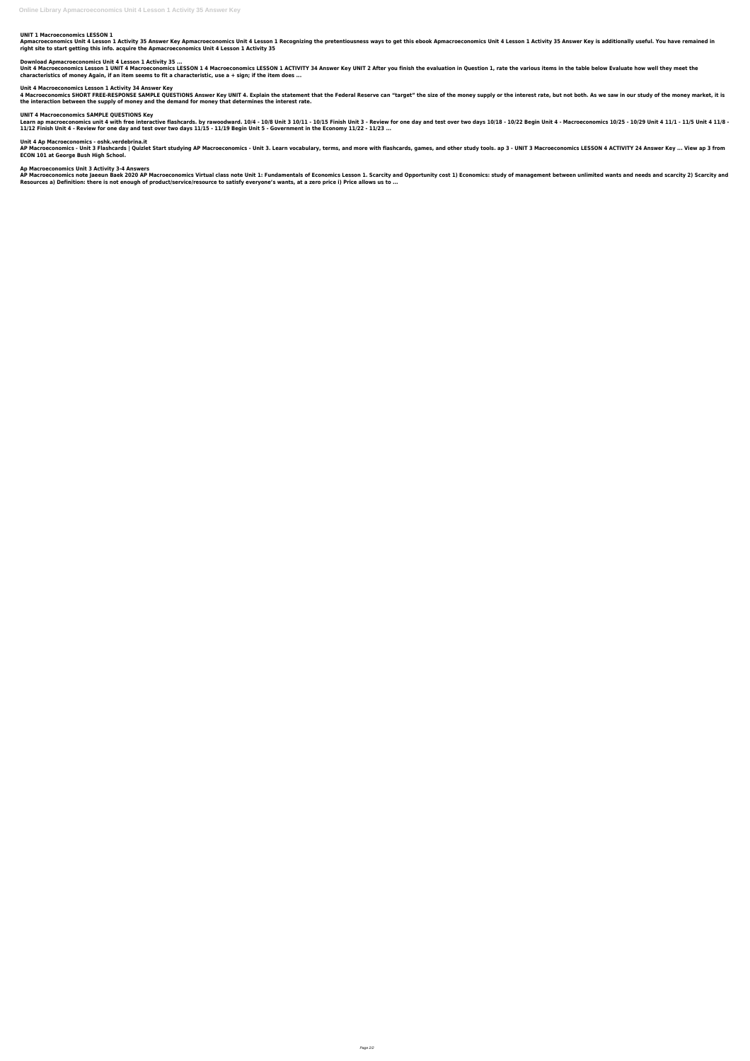**UNIT 1 Macroeconomics LESSON 1**

**Apmacroeconomics Unit 4 Lesson 1 Activity 35 Answer Key Apmacroeconomics Unit 4 Lesson 1 Recognizing the pretentiousness ways to get this ebook Apmacroeconomics Unit 4 Lesson 1 Activity 35 Answer Key is additionally useful. You have remained in right site to start getting this info. acquire the Apmacroeconomics Unit 4 Lesson 1 Activity 35**

**Download Apmacroeconomics Unit 4 Lesson 1 Activity 35 ...**

**Unit 4 Macroeconomics Lesson 1 UNIT 4 Macroeconomics LESSON 1 4 Macroeconomics LESSON 1 ACTIVITY 34 Answer Key UNIT 2 After you finish the evaluation in Question 1, rate the various items in the table below Evaluate how well they meet the characteristics of money Again, if an item seems to fit a characteristic, use a + sign; if the item does ...**

**Unit 4 Macroeconomics Lesson 1 Activity 34 Answer Key**

**4 Macroeconomics SHORT FREE-RESPONSE SAMPLE QUESTIONS Answer Key UNIT 4. Explain the statement that the Federal Reserve can "target" the size of the money supply or the interest rate, but not both. As we saw in our study of the money market, it is the interaction between the supply of money and the demand for money that determines the interest rate.**

**UNIT 4 Macroeconomics SAMPLE QUESTIONS Key**

**Learn ap macroeconomics unit 4 with free interactive flashcards. by rawoodward. 10/4 - 10/8 Unit 3 10/11 - 10/15 Finish Unit 3 - Review for one day and test over two days 10/18 - 10/22 Begin Unit 4 - Macroeconomics 10/25 - 10/29 Unit 4 11/1 - 11/5 Unit 4 11/8 - 11/12 Finish Unit 4 - Review for one day and test over two days 11/15 - 11/19 Begin Unit 5 - Government in the Economy 11/22 - 11/23 ...**

**Unit 4 Ap Macroeconomics - oshk.verdebrina.it**

**AP Macroeconomics - Unit 3 Flashcards | Quizlet Start studying AP Macroeconomics - Unit 3. Learn vocabulary, terms, and more with flashcards, games, and other study tools. ap 3 - UNIT 3 Macroeconomics LESSON 4 ACTIVITY 24 Answer Key ... View ap 3 from ECON 101 at George Bush High School.**

**Ap Macroeconomics Unit 3 Activity 3-4 Answers**

**AP Macroeconomics note Jaeeun Baek 2020 AP Macroeconomics Virtual class note Unit 1: Fundamentals of Economics Lesson 1. Scarcity and Opportunity cost 1) Economics: study of management between unlimited wants and needs and scarcity 2) Scarcity and Resources a) Definition: there is not enough of product/service/resource to satisfy everyone's wants, at a zero price i) Price allows us to ...**